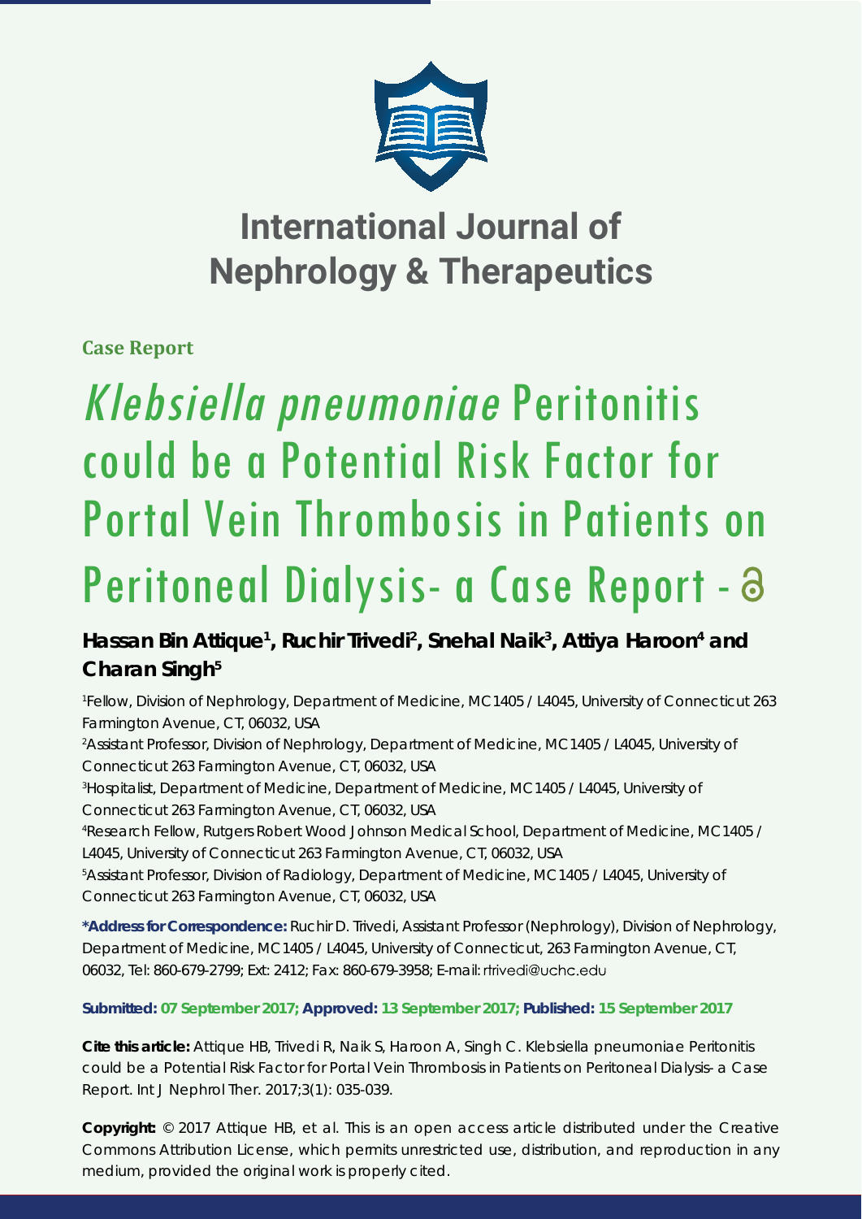# International Journal of Nephrology & Therapeutics

**Case Report**

# *Klebsiella pneumoniae* Peritonitis could be a Potential Risk Factor for Portal Vein Thrombosis in Patients on Peritoneal Dialysis- a Case Report

**Hassan Bin Attique[1], Ruchir Trivedi[2], Snehal Naik[3], Attiya Haroon[4] and Charan Singh[5]**

[1]Fellow, Division of Nephrology, Department of Medicine, MC1405 / L4045, University of Connecticut 263 Farmington Avenue, CT, 06032, USA

[2]Assistant Professor, Division of Nephrology, Department of Medicine, MC1405 / L4045, University of Connecticut 263 Farmington Avenue, CT, 06032, USA

[3]Hospitalist, Department of Medicine, Department of Medicine, MC1405 / L4045, University of Connecticut 263 Farmington Avenue, CT, 06032, USA

[4]Research Fellow, Rutgers Robert Wood Johnson Medical School, Department of Medicine, MC1405 / L4045, University of Connecticut 263 Farmington Avenue, CT, 06032, USA

[5]Assistant Professor, Division of Radiology, Department of Medicine, MC1405 / L4045, University of Connecticut 263 Farmington Avenue, CT, 06032, USA

**\*Address for Correspondence:** Ruchir D. Trivedi, Assistant Professor (Nephrology), Division of Nephrology, Department of Medicine, MC1405 / L4045, University of Connecticut, 263 Farmington Avenue, CT, 06032, Tel: 860-679-2799; Ext: 2412; Fax: 860-679-3958; E-mail: rtrivedi@uchc.edu

**Submitted: 07 September 2017; Approved: 13 September 2017; Published: 15 September 2017**

**Cite this article:** Attique HB, Trivedi R, Naik S, Haroon A, Singh C. Klebsiella pneumoniae Peritonitis could be a Potential Risk Factor for Portal Vein Thrombosis in Patients on Peritoneal Dialysis- a Case Report. Int J Nephrol Ther. 2017;3(1): 035-039.

**Copyright:** © 2017 Attique HB, et al. This is an open access article distributed under the Creative Commons Attribution License, which permits unrestricted use, distribution, and reproduction in any medium, provided the original work is properly cited.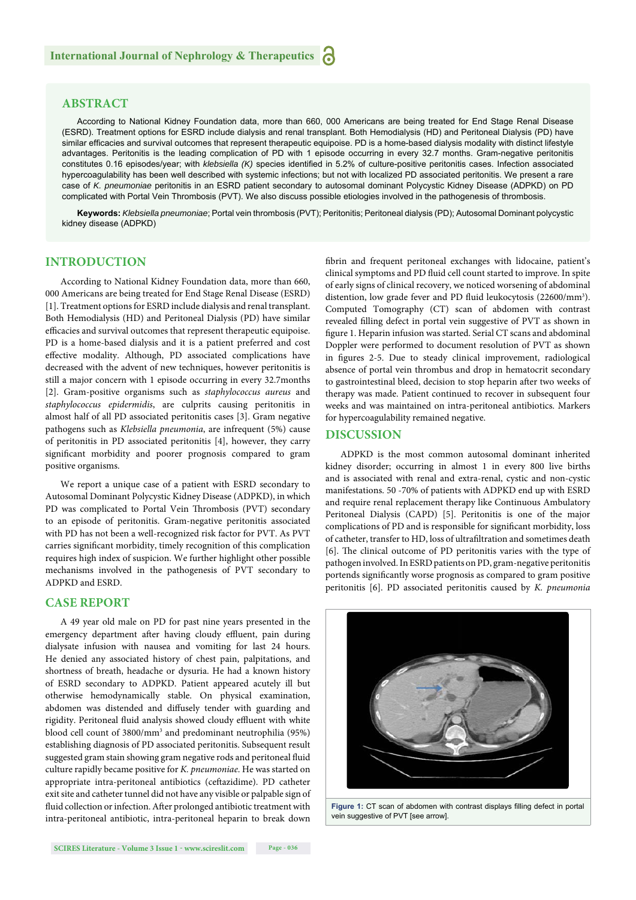## ABSTRACT

According to National Kidney Foundation data, more than 660, 000 Americans are being treated for End Stage Renal Disease (ESRD). Treatment options for ESRD include dialysis and renal transplant. Both Hemodialysis (HD) and Peritoneal Dialysis (PD) have similar efficacies and survival outcomes that represent therapeutic equipoise. PD is a home-based dialysis modality with distinct lifestyle advantages. Peritonitis is the leading complication of PD with 1 episode occurring in every 32.7 months. Gram-negative peritonitis constitutes 0.16 episodes/year; with *klebsiella (K)* species identified in 5.2% of culture-positive peritonitis cases. Infection associated hypercoagulability has been well described with systemic infections; but not with localized PD associated peritonitis. We present a rare case of *K. pneumoniae* peritonitis in an ESRD patient secondary to autosomal dominant Polycystic Kidney Disease (ADPKD) on PD complicated with Portal Vein Thrombosis (PVT). We also discuss possible etiologies involved in the pathogenesis of thrombosis.

**Keywords:** *Klebsiella pneumoniae*; Portal vein thrombosis (PVT); Peritonitis; Peritoneal dialysis (PD); Autosomal Dominant polycystic kidney disease (ADPKD)

## INTRODUCTION

According to National Kidney Foundation data, more than 660, 000 Americans are being treated for End Stage Renal Disease (ESRD) [1]. Treatment options for ESRD include dialysis and renal transplant. Both Hemodialysis (HD) and Peritoneal Dialysis (PD) have similar efficacies and survival outcomes that represent therapeutic equipoise. PD is a home-based dialysis and it is a patient preferred and cost effective modality. Although, PD associated complications have decreased with the advent of new techniques, however peritonitis is still a major concern with 1 episode occurring in every 32.7months [2]. Gram-positive organisms such as *staphylococcus aureus* and *staphylococcus epidermidis*, are culprits causing peritonitis in almost half of all PD associated peritonitis cases [3]. Gram negative pathogens such as *Klebsiella pneumonia*, are infrequent (5%) cause of peritonitis in PD associated peritonitis [4], however, they carry significant morbidity and poorer prognosis compared to gram positive organisms.

We report a unique case of a patient with ESRD secondary to Autosomal Dominant Polycystic Kidney Disease (ADPKD), in which PD was complicated to Portal Vein Thrombosis (PVT) secondary to an episode of peritonitis. Gram-negative peritonitis associated with PD has not been a well-recognized risk factor for PVT. As PVT carries significant morbidity, timely recognition of this complication requires high index of suspicion. We further highlight other possible mechanisms involved in the pathogenesis of PVT secondary to ADPKD and ESRD.

## CASE REPORT

A 49 year old male on PD for past nine years presented in the emergency department after having cloudy effluent, pain during dialysate infusion with nausea and vomiting for last 24 hours. He denied any associated history of chest pain, palpitations, and shortness of breath, headache or dysuria. He had a known history of ESRD secondary to ADPKD. Patient appeared acutely ill but otherwise hemodynamically stable. On physical examination, abdomen was distended and diffusely tender with guarding and rigidity. Peritoneal fluid analysis showed cloudy effluent with white blood cell count of 3800/mm$^3$ and predominant neutrophilia (95%) establishing diagnosis of PD associated peritonitis. Subsequent result suggested gram stain showing gram negative rods and peritoneal fluid culture rapidly became positive for *K. pneumoniae.* He was started on appropriate intra-peritoneal antibiotics (ceftazidime). PD catheter exit site and catheter tunnel did not have any visible or palpable sign of fluid collection or infection. After prolonged antibiotic treatment with intra-peritoneal antibiotic, intra-peritoneal heparin to break down fibrin and frequent peritoneal exchanges with lidocaine, patient's clinical symptoms and PD fluid cell count started to improve. In spite of early signs of clinical recovery, we noticed worsening of abdominal distention, low grade fever and PD fluid leukocytosis (22600/mm$^3$). Computed Tomography (CT) scan of abdomen with contrast revealed filling defect in portal vein suggestive of PVT as shown in figure 1. Heparin infusion was started. Serial CT scans and abdominal Doppler were performed to document resolution of PVT as shown in figures 2-5. Due to steady clinical improvement, radiological absence of portal vein thrombus and drop in hematocrit secondary to gastrointestinal bleed, decision to stop heparin after two weeks of therapy was made. Patient continued to recover in subsequent four weeks and was maintained on intra-peritoneal antibiotics. Markers for hypercoagulability remained negative.

Figure 1: CT scan of abdomen with contrast displays filling defect in portal vein suggestive of PVT [see arrow].

## DISCUSSION

ADPKD is the most common autosomal dominant inherited kidney disorder; occurring in almost 1 in every 800 live births and is associated with renal and extra-renal, cystic and non-cystic manifestations. 50 -70% of patients with ADPKD end up with ESRD and require renal replacement therapy like Continuous Ambulatory Peritoneal Dialysis (CAPD) [5]. Peritonitis is one of the major complications of PD and is responsible for significant morbidity, loss of catheter, transfer to HD, loss of ultrafiltration and sometimes death [6]. The clinical outcome of PD peritonitis varies with the type of pathogen involved. In ESRD patients on PD, gram-negative peritonitis portends significantly worse prognosis as compared to gram positive peritonitis [6]. PD associated peritonitis caused by *K. pneumonia*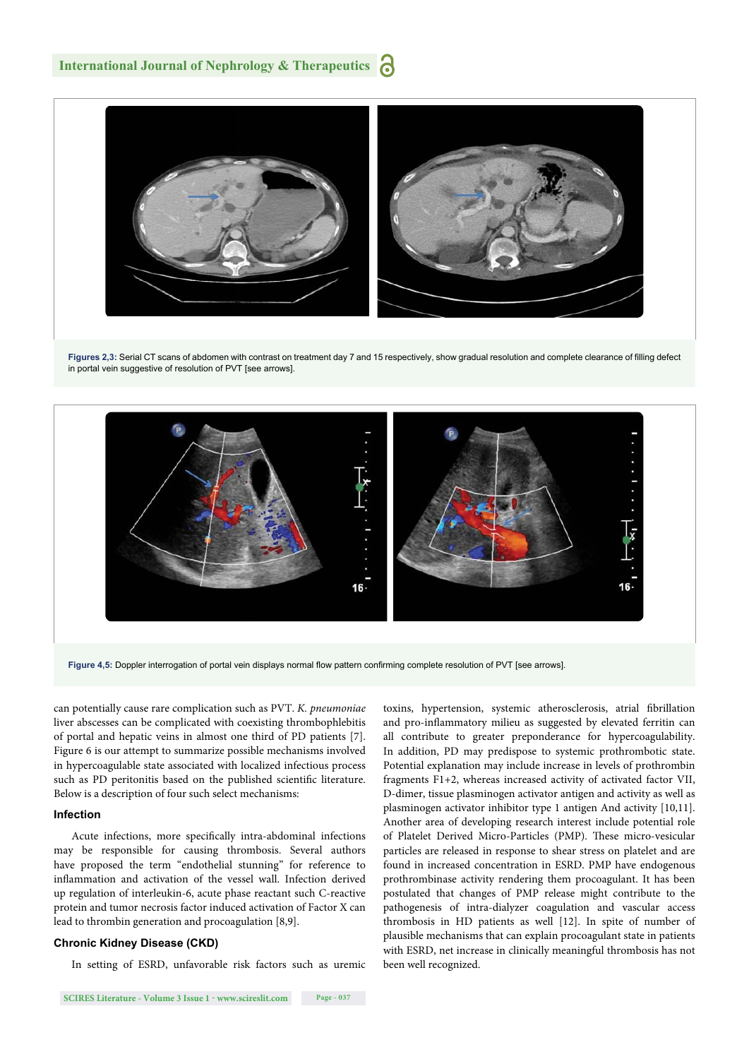**Figures 2,3:** Serial CT scans of abdomen with contrast on treatment day 7 and 15 respectively, show gradual resolution and complete clearance of filling defect in portal vein suggestive of resolution of PVT [see arrows].

**Figure 4,5:** Doppler interrogation of portal vein displays normal flow pattern confirming complete resolution of PVT [see arrows].

can potentially cause rare complication such as PVT. *K. pneumoniae* liver abscesses can be complicated with coexisting thrombophlebitis of portal and hepatic veins in almost one third of PD patients [7]. Figure 6 is our attempt to summarize possible mechanisms involved in hypercoagulable state associated with localized infectious process such as PD peritonitis based on the published scientific literature. Below is a description of four such select mechanisms:

### Infection

Acute infections, more specifically intra-abdominal infections may be responsible for causing thrombosis. Several authors have proposed the term "endothelial stunning" for reference to inflammation and activation of the vessel wall. Infection derived up regulation of interleukin-6, acute phase reactant such C-reactive protein and tumor necrosis factor induced activation of Factor X can lead to thrombin generation and procoagulation [8,9].

### Chronic Kidney Disease (CKD)

In setting of ESRD, unfavorable risk factors such as uremic toxins, hypertension, systemic atherosclerosis, atrial fibrillation and pro-inflammatory milieu as suggested by elevated ferritin can all contribute to greater preponderance for hypercoagulability. In addition, PD may predispose to systemic prothrombotic state. Potential explanation may include increase in levels of prothrombin fragments F1+2, whereas increased activity of activated factor VII, D-dimer, tissue plasminogen activator antigen and activity as well as plasminogen activator inhibitor type 1 antigen And activity [10,11]. Another area of developing research interest include potential role of Platelet Derived Micro-Particles (PMP). These micro-vesicular particles are released in response to shear stress on platelet and are found in increased concentration in ESRD. PMP have endogenous prothrombinase activity rendering them procoagulant. It has been postulated that changes of PMP release might contribute to the pathogenesis of intra-dialyzer coagulation and vascular access thrombosis in HD patients as well [12]. In spite of number of plausible mechanisms that can explain procoagulant state in patients with ESRD, net increase in clinically meaningful thrombosis has not been well recognized.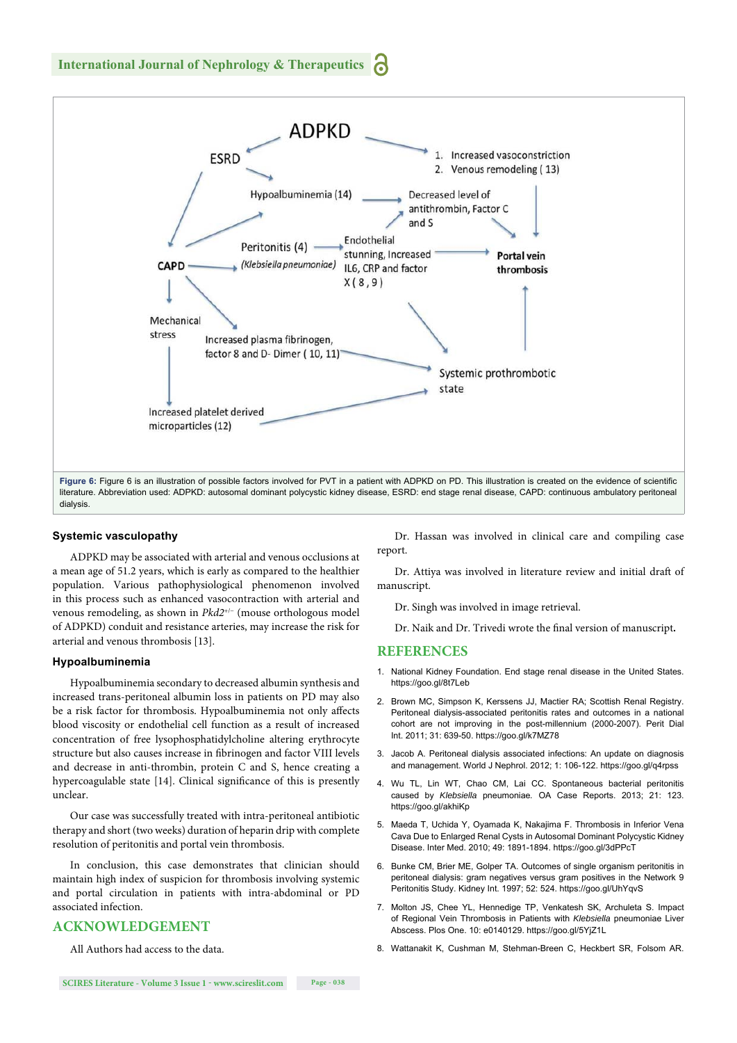Figure 6: Figure 6 is an illustration of possible factors involved for PVT in a patient with ADPKD on PD. This illustration is created on the evidence of scientific literature. Abbreviation used: ADPKD: autosomal dominant polycystic kidney disease, ESRD: end stage renal disease, CAPD: continuous ambulatory peritoneal dialysis.

### Systemic vasculopathy

ADPKD may be associated with arterial and venous occlusions at a mean age of 51.2 years, which is early as compared to the healthier population. Various pathophysiological phenomenon involved in this process such as enhanced vasocontraction with arterial and venous remodeling, as shown in *Pkd2*$^{+/-}$ (mouse orthologous model of ADPKD) conduit and resistance arteries, may increase the risk for arterial and venous thrombosis [13].

### Hypoalbuminemia

Hypoalbuminemia secondary to decreased albumin synthesis and increased trans-peritoneal albumin loss in patients on PD may also be a risk factor for thrombosis. Hypoalbuminemia not only affects blood viscosity or endothelial cell function as a result of increased concentration of free lysophosphatidylcholine altering erythrocyte structure but also causes increase in fibrinogen and factor VIII levels and decrease in anti-thrombin, protein C and S, hence creating a hypercoagulable state [14]. Clinical significance of this is presently unclear.

Our case was successfully treated with intra-peritoneal antibiotic therapy and short (two weeks) duration of heparin drip with complete resolution of peritonitis and portal vein thrombosis.

In conclusion, this case demonstrates that clinician should maintain high index of suspicion for thrombosis involving systemic and portal circulation in patients with intra-abdominal or PD associated infection.

## ACKNOWLEDGEMENT

All Authors had access to the data.

Dr. Hassan was involved in clinical care and compiling case report.

Dr. Attiya was involved in literature review and initial draft of manuscript.

Dr. Singh was involved in image retrieval.

Dr. Naik and Dr. Trivedi wrote the final version of manuscript.

## REFERENCES

1. National Kidney Foundation. End stage renal disease in the United States. https://goo.gl/8t7Leb
2. Brown MC, Simpson K, Kerssens JJ, Mactier RA; Scottish Renal Registry. Peritoneal dialysis-associated peritonitis rates and outcomes in a national cohort are not improving in the post-millennium (2000-2007). Perit Dial Int. 2011; 31: 639-50. https://goo.gl/k7MZ78
3. Jacob A. Peritoneal dialysis associated infections: An update on diagnosis and management. World J Nephrol. 2012; 1: 106-122. https://goo.gl/q4rpss
4. Wu TL, Lin WT, Chao CM, Lai CC. Spontaneous bacterial peritonitis caused by *Klebsiella* pneumoniae. OA Case Reports. 2013; 21: 123. https://goo.gl/akhiKp
5. Maeda T, Uchida Y, Oyamada K, Nakajima F. Thrombosis in Inferior Vena Cava Due to Enlarged Renal Cysts in Autosomal Dominant Polycystic Kidney Disease. Inter Med. 2010; 49: 1891-1894. https://goo.gl/3dPPcT
6. Bunke CM, Brier ME, Golper TA. Outcomes of single organism peritonitis in peritoneal dialysis: gram negatives versus gram positives in the Network 9 Peritonitis Study. Kidney Int. 1997; 52: 524. https://goo.gl/UhYqvS
7. Molton JS, Chee YL, Hennedige TP, Venkatesh SK, Archuleta S. Impact of Regional Vein Thrombosis in Patients with *Klebsiella* pneumoniae Liver Abscess. Plos One. 10: e0140129. https://goo.gl/5YjZ1L
8. Wattanakit K, Cushman M, Stehman-Breen C, Heckbert SR, Folsom AR.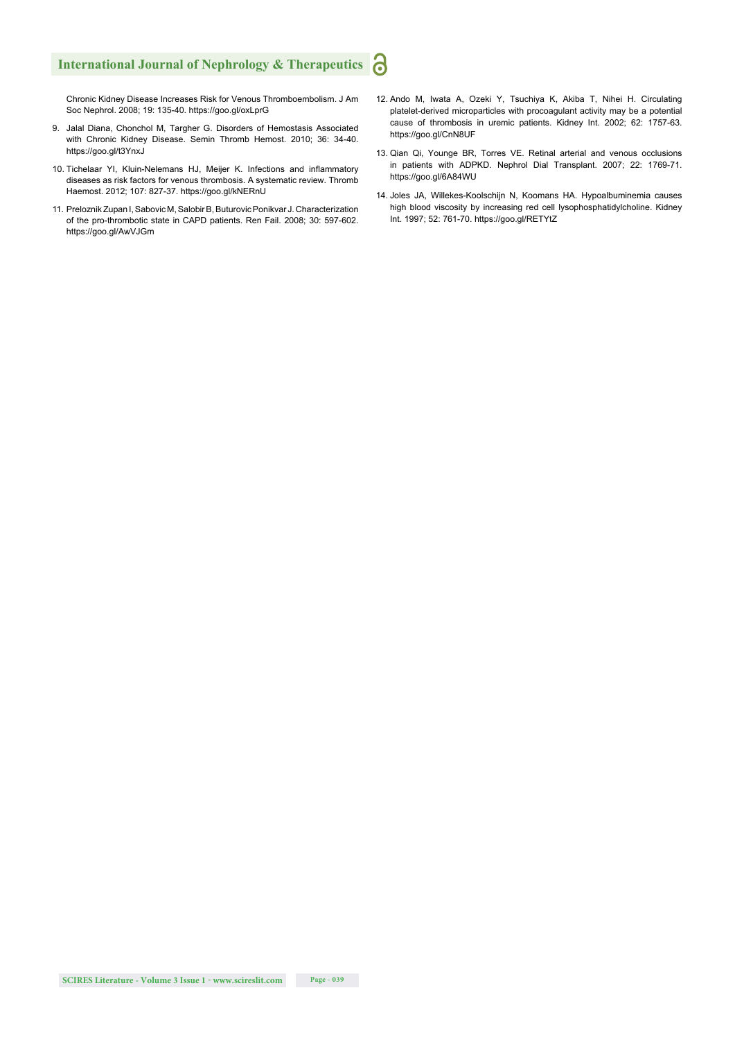Chronic Kidney Disease Increases Risk for Venous Thromboembolism. J Am Soc Nephrol. 2008; 19: 135-40. https://goo.gl/oxLprG

9. Jalal Diana, Chonchol M, Targher G. Disorders of Hemostasis Associated with Chronic Kidney Disease. Semin Thromb Hemost. 2010; 36: 34-40. https://goo.gl/t3YnxJ
10. Tichelaar YI, Kluin-Nelemans HJ, Meijer K. Infections and inflammatory diseases as risk factors for venous thrombosis. A systematic review. Thromb Haemost. 2012; 107: 827-37. https://goo.gl/kNERnU
11. Preloznik Zupan I, Sabovic M, Salobir B, Buturovic Ponikvar J. Characterization of the pro-thrombotic state in CAPD patients. Ren Fail. 2008; 30: 597-602. https://goo.gl/AwVJGm
12. Ando M, Iwata A, Ozeki Y, Tsuchiya K, Akiba T, Nihei H. Circulating platelet-derived microparticles with procoagulant activity may be a potential cause of thrombosis in uremic patients. Kidney Int. 2002; 62: 1757-63. https://goo.gl/CnN8UF
13. Qian Qi, Younge BR, Torres VE. Retinal arterial and venous occlusions in patients with ADPKD. Nephrol Dial Transplant. 2007; 22: 1769-71. https://goo.gl/6A84WU
14. Joles JA, Willekes-Koolschijn N, Koomans HA. Hypoalbuminemia causes high blood viscosity by increasing red cell lysophosphatidylcholine. Kidney Int. 1997; 52: 761-70. https://goo.gl/RETYtZ